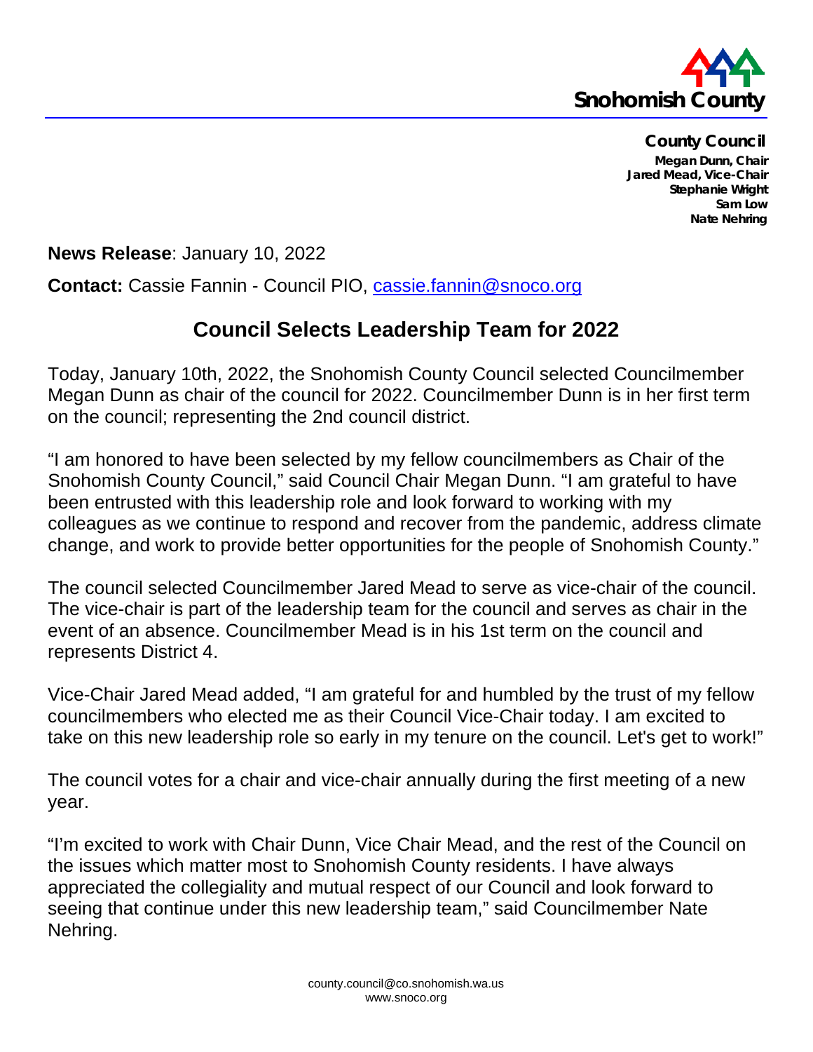Snohomish County

**County Council**
**Megan Dunn, Chair**
**Jared Mead, Vice-Chair**
**Stephanie Wright**
**Sam Low**
**Nate Nehring**

**News Release**: January 10, 2022

**Contact:** Cassie Fannin - Council PIO, cassie.fannin@snoco.org

## Council Selects Leadership Team for 2022

Today, January 10th, 2022, the Snohomish County Council selected Councilmember Megan Dunn as chair of the council for 2022. Councilmember Dunn is in her first term on the council; representing the 2nd council district.

"I am honored to have been selected by my fellow councilmembers as Chair of the Snohomish County Council," said Council Chair Megan Dunn. "I am grateful to have been entrusted with this leadership role and look forward to working with my colleagues as we continue to respond and recover from the pandemic, address climate change, and work to provide better opportunities for the people of Snohomish County."

The council selected Councilmember Jared Mead to serve as vice-chair of the council. The vice-chair is part of the leadership team for the council and serves as chair in the event of an absence. Councilmember Mead is in his 1st term on the council and represents District 4.

Vice-Chair Jared Mead added, "I am grateful for and humbled by the trust of my fellow councilmembers who elected me as their Council Vice-Chair today. I am excited to take on this new leadership role so early in my tenure on the council. Let's get to work!"

The council votes for a chair and vice-chair annually during the first meeting of a new year.

"I'm excited to work with Chair Dunn, Vice Chair Mead, and the rest of the Council on the issues which matter most to Snohomish County residents. I have always appreciated the collegiality and mutual respect of our Council and look forward to seeing that continue under this new leadership team," said Councilmember Nate Nehring.

county.council@co.snohomish.wa.us
www.snoco.org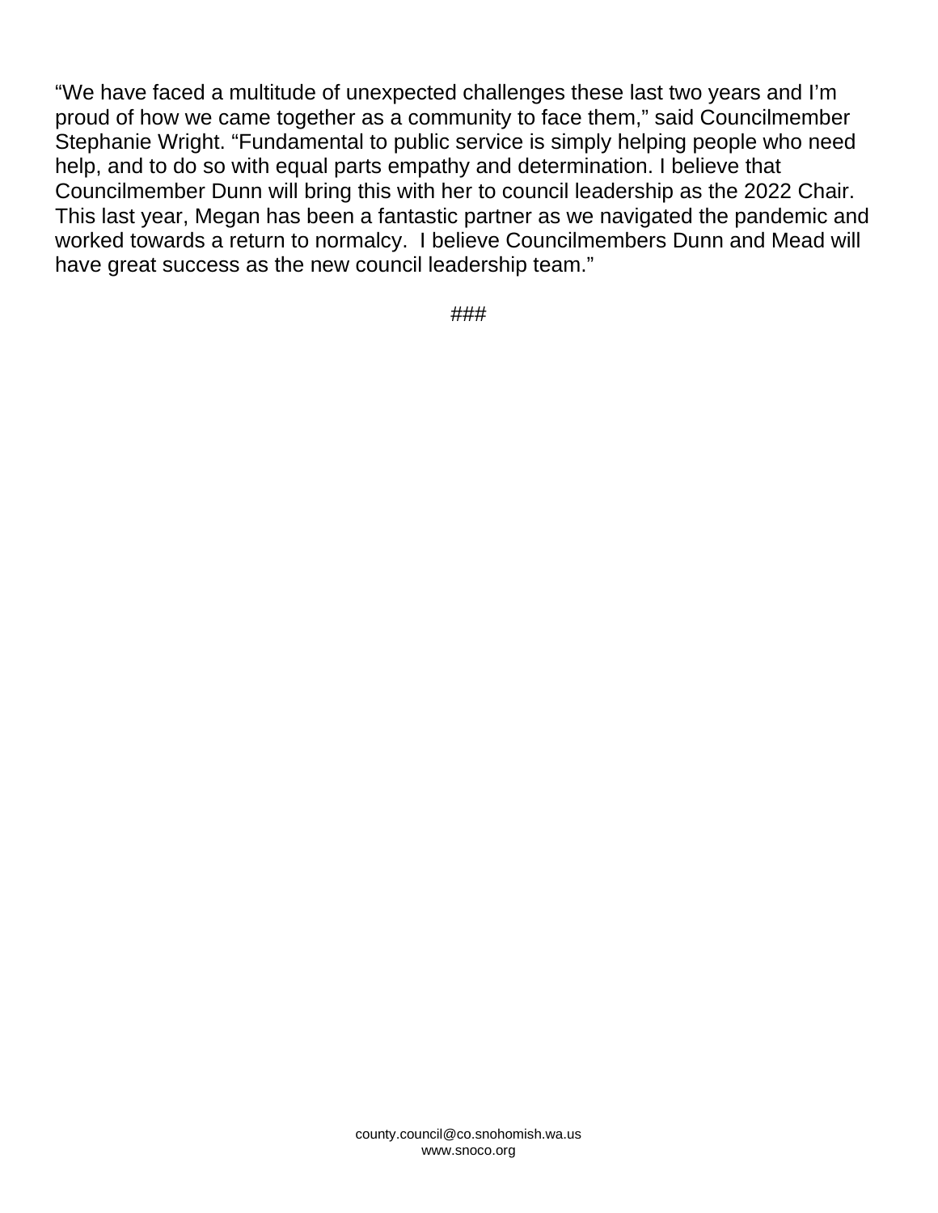“We have faced a multitude of unexpected challenges these last two years and I’m proud of how we came together as a community to face them,” said Councilmember Stephanie Wright. “Fundamental to public service is simply helping people who need help, and to do so with equal parts empathy and determination. I believe that Councilmember Dunn will bring this with her to council leadership as the 2022 Chair. This last year, Megan has been a fantastic partner as we navigated the pandemic and worked towards a return to normalcy. I believe Councilmembers Dunn and Mead will have great success as the new council leadership team.”

###

county.council@co.snohomish.wa.us
www.snoco.org